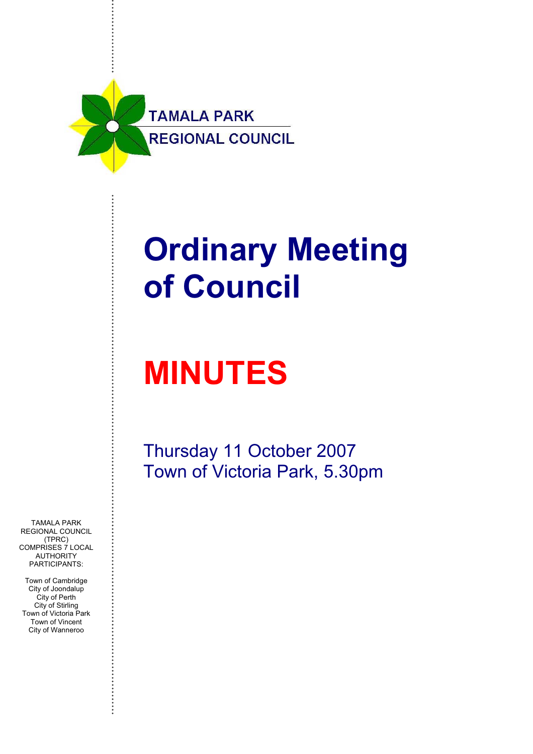TAMALA PARK
REGIONAL COUNCIL

# Ordinary Meeting of Council

# MINUTES

Thursday 11 October 2007
Town of Victoria Park, 5.30pm

TAMALA PARK REGIONAL COUNCIL (TPRC) COMPRISES 7 LOCAL AUTHORITY PARTICIPANTS:

Town of Cambridge
City of Joondalup
City of Perth
City of Stirling
Town of Victoria Park
Town of Vincent
City of Wanneroo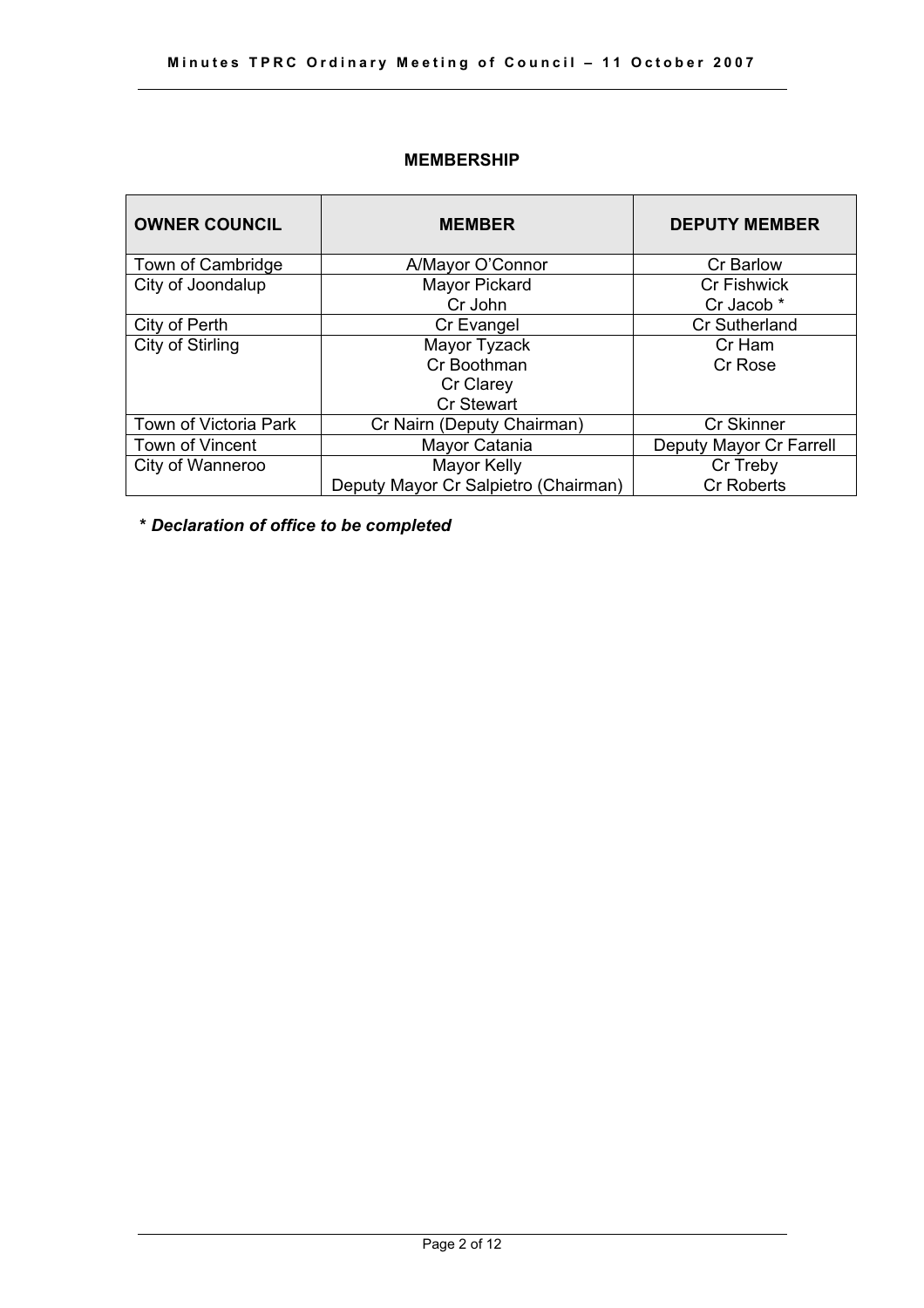## MEMBERSHIP

| OWNER COUNCIL | MEMBER | DEPUTY MEMBER |
|---|---|---|
| Town of Cambridge | A/Mayor O'Connor | Cr Barlow |
| City of Joondalup | Mayor Pickard<br>Cr John | Cr Fishwick<br>Cr Jacob * |
| City of Perth | Cr Evangel | Cr Sutherland |
| City of Stirling | Mayor Tyzack<br>Cr Boothman<br>Cr Clarey<br>Cr Stewart | Cr Ham<br>Cr Rose |
| Town of Victoria Park | Cr Nairn (Deputy Chairman) | Cr Skinner |
| Town of Vincent | Mayor Catania | Deputy Mayor Cr Farrell |
| City of Wanneroo | Mayor Kelly<br>Deputy Mayor Cr Salpietro (Chairman) | Cr Treby<br>Cr Roberts |

***\* Declaration of office to be completed***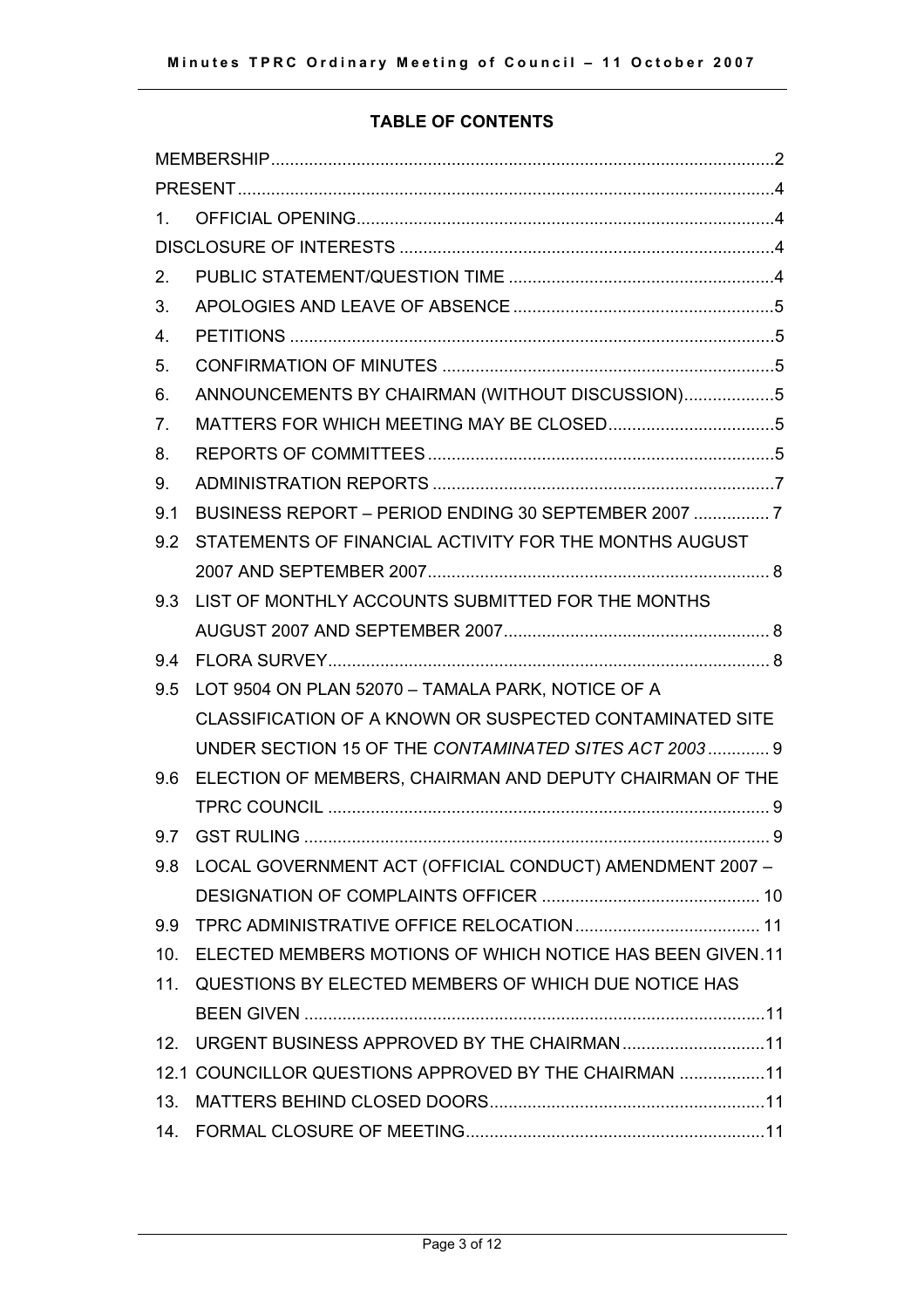**TABLE OF CONTENTS**

| | | |
|---|---|---|
| MEMBERSHIP | | 2 |
| PRESENT | | 4 |
| 1. | OFFICIAL OPENING | 4 |
| DISCLOSURE OF INTERESTS | | 4 |
| 2. | PUBLIC STATEMENT/QUESTION TIME | 4 |
| 3. | APOLOGIES AND LEAVE OF ABSENCE | 5 |
| 4. | PETITIONS | 5 |
| 5. | CONFIRMATION OF MINUTES | 5 |
| 6. | ANNOUNCEMENTS BY CHAIRMAN (WITHOUT DISCUSSION) | 5 |
| 7. | MATTERS FOR WHICH MEETING MAY BE CLOSED | 5 |
| 8. | REPORTS OF COMMITTEES | 5 |
| 9. | ADMINISTRATION REPORTS | 7 |
| 9.1 | BUSINESS REPORT – PERIOD ENDING 30 SEPTEMBER 2007 | 7 |
| 9.2 | STATEMENTS OF FINANCIAL ACTIVITY FOR THE MONTHS AUGUST 2007 AND SEPTEMBER 2007 | 8 |
| 9.3 | LIST OF MONTHLY ACCOUNTS SUBMITTED FOR THE MONTHS AUGUST 2007 AND SEPTEMBER 2007 | 8 |
| 9.4 | FLORA SURVEY | 8 |
| 9.5 | LOT 9504 ON PLAN 52070 – TAMALA PARK, NOTICE OF A CLASSIFICATION OF A KNOWN OR SUSPECTED CONTAMINATED SITE UNDER SECTION 15 OF THE *CONTAMINATED SITES ACT 2003* | 9 |
| 9.6 | ELECTION OF MEMBERS, CHAIRMAN AND DEPUTY CHAIRMAN OF THE TPRC COUNCIL | 9 |
| 9.7 | GST RULING | 9 |
| 9.8 | LOCAL GOVERNMENT ACT (OFFICIAL CONDUCT) AMENDMENT 2007 – DESIGNATION OF COMPLAINTS OFFICER | 10 |
| 9.9 | TPRC ADMINISTRATIVE OFFICE RELOCATION | 11 |
| 10. | ELECTED MEMBERS MOTIONS OF WHICH NOTICE HAS BEEN GIVEN | 11 |
| 11. | QUESTIONS BY ELECTED MEMBERS OF WHICH DUE NOTICE HAS BEEN GIVEN | 11 |
| 12. | URGENT BUSINESS APPROVED BY THE CHAIRMAN | 11 |
| 12.1 | COUNCILLOR QUESTIONS APPROVED BY THE CHAIRMAN | 11 |
| 13. | MATTERS BEHIND CLOSED DOORS | 11 |
| 14. | FORMAL CLOSURE OF MEETING | 11 |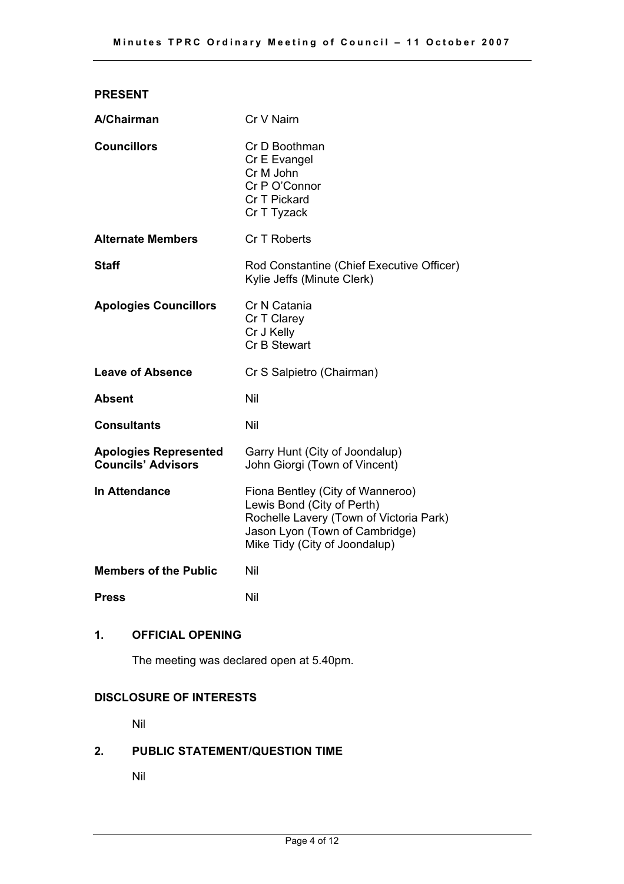## PRESENT

| | |
|---|---|
| **A/Chairman** | Cr V Nairn |
| **Councillors** | Cr D Boothman<br>Cr E Evangel<br>Cr M John<br>Cr P O'Connor<br>Cr T Pickard<br>Cr T Tyzack |
| **Alternate Members** | Cr T Roberts |
| **Staff** | Rod Constantine (Chief Executive Officer)<br>Kylie Jeffs (Minute Clerk) |
| **Apologies Councillors** | Cr N Catania<br>Cr T Clarey<br>Cr J Kelly<br>Cr B Stewart |
| **Leave of Absence** | Cr S Salpietro (Chairman) |
| **Absent** | Nil |
| **Consultants** | Nil |
| **Apologies Represented Councils' Advisors** | Garry Hunt (City of Joondalup)<br>John Giorgi (Town of Vincent) |
| **In Attendance** | Fiona Bentley (City of Wanneroo)<br>Lewis Bond (City of Perth)<br>Rochelle Lavery (Town of Victoria Park)<br>Jason Lyon (Town of Cambridge)<br>Mike Tidy (City of Joondalup) |
| **Members of the Public** | Nil |
| **Press** | Nil |

## 1. OFFICIAL OPENING

The meeting was declared open at 5.40pm.

## DISCLOSURE OF INTERESTS

Nil

## 2. PUBLIC STATEMENT/QUESTION TIME

Nil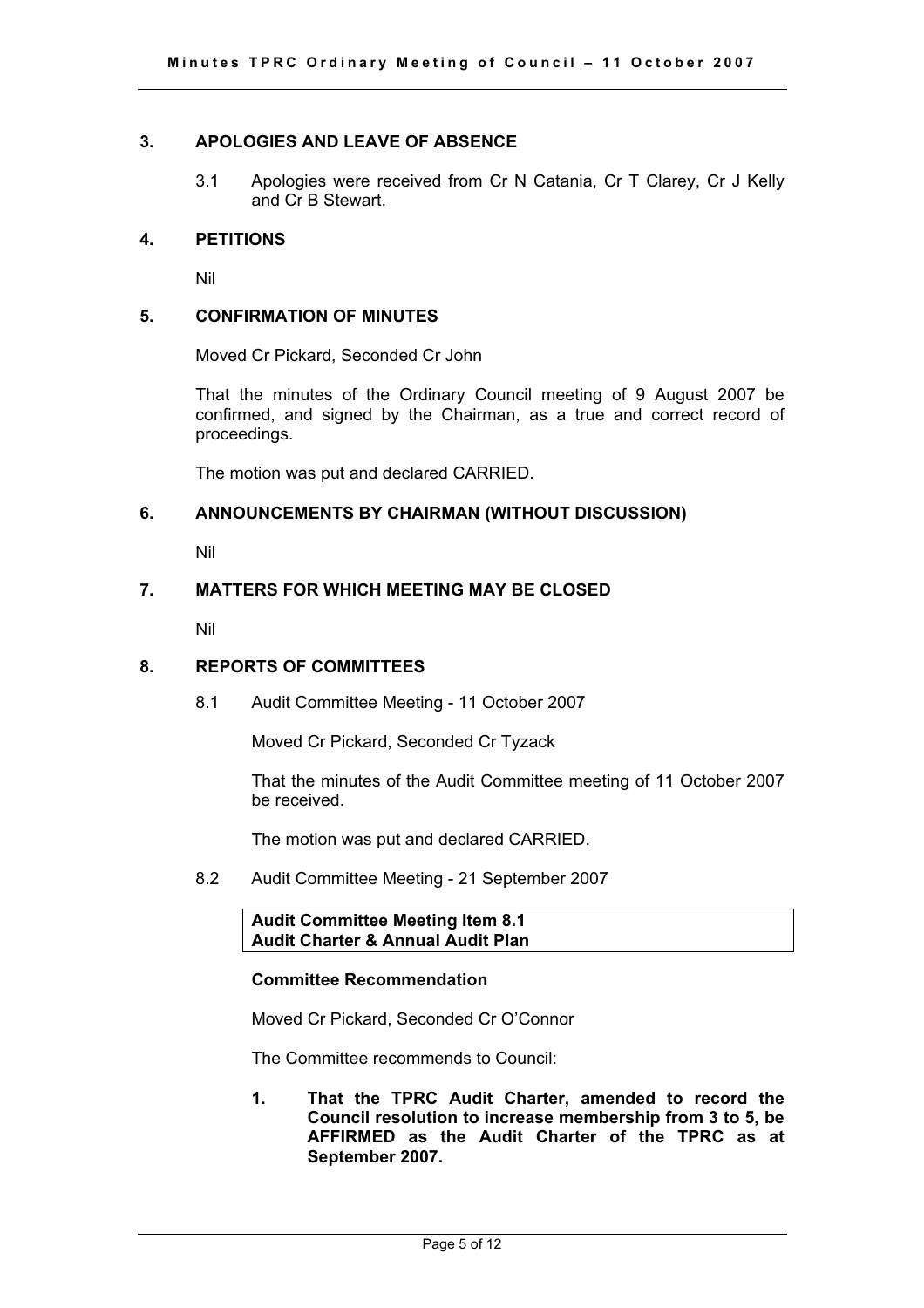## 3. APOLOGIES AND LEAVE OF ABSENCE

3.1 Apologies were received from Cr N Catania, Cr T Clarey, Cr J Kelly and Cr B Stewart.

## 4. PETITIONS

Nil

## 5. CONFIRMATION OF MINUTES

Moved Cr Pickard, Seconded Cr John

That the minutes of the Ordinary Council meeting of 9 August 2007 be confirmed, and signed by the Chairman, as a true and correct record of proceedings.

The motion was put and declared CARRIED.

## 6. ANNOUNCEMENTS BY CHAIRMAN (WITHOUT DISCUSSION)

Nil

## 7. MATTERS FOR WHICH MEETING MAY BE CLOSED

Nil

## 8. REPORTS OF COMMITTEES

8.1 Audit Committee Meeting - 11 October 2007

Moved Cr Pickard, Seconded Cr Tyzack

That the minutes of the Audit Committee meeting of 11 October 2007 be received.

The motion was put and declared CARRIED.

8.2 Audit Committee Meeting - 21 September 2007

**Audit Committee Meeting Item 8.1**
**Audit Charter & Annual Audit Plan**

**Committee Recommendation**

Moved Cr Pickard, Seconded Cr O'Connor

The Committee recommends to Council:

1. **That the TPRC Audit Charter, amended to record the Council resolution to increase membership from 3 to 5, be AFFIRMED as the Audit Charter of the TPRC as at September 2007.**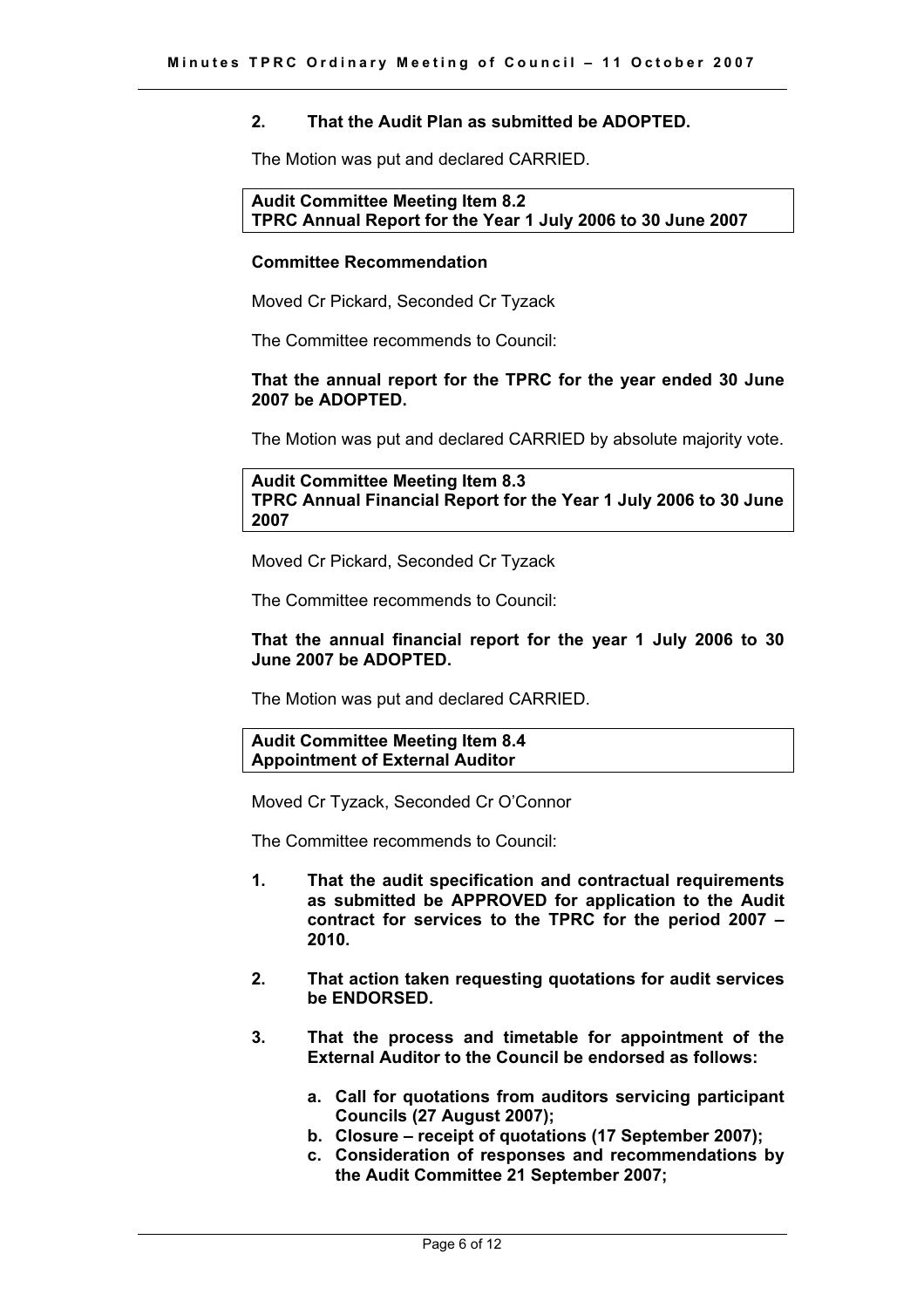**2. That the Audit Plan as submitted be ADOPTED.**

The Motion was put and declared CARRIED.

**Audit Committee Meeting Item 8.2**
**TPRC Annual Report for the Year 1 July 2006 to 30 June 2007**

**Committee Recommendation**

Moved Cr Pickard, Seconded Cr Tyzack

The Committee recommends to Council:

**That the annual report for the TPRC for the year ended 30 June 2007 be ADOPTED.**

The Motion was put and declared CARRIED by absolute majority vote.

**Audit Committee Meeting Item 8.3**
**TPRC Annual Financial Report for the Year 1 July 2006 to 30 June 2007**

Moved Cr Pickard, Seconded Cr Tyzack

The Committee recommends to Council:

**That the annual financial report for the year 1 July 2006 to 30 June 2007 be ADOPTED.**

The Motion was put and declared CARRIED.

**Audit Committee Meeting Item 8.4**
**Appointment of External Auditor**

Moved Cr Tyzack, Seconded Cr O'Connor

The Committee recommends to Council:

1. **That the audit specification and contractual requirements as submitted be APPROVED for application to the Audit contract for services to the TPRC for the period 2007 – 2010.**

2. **That action taken requesting quotations for audit services be ENDORSED.**

3. **That the process and timetable for appointment of the External Auditor to the Council be endorsed as follows:**

   a. **Call for quotations from auditors servicing participant Councils (27 August 2007);**
   b. **Closure – receipt of quotations (17 September 2007);**
   c. **Consideration of responses and recommendations by the Audit Committee 21 September 2007;**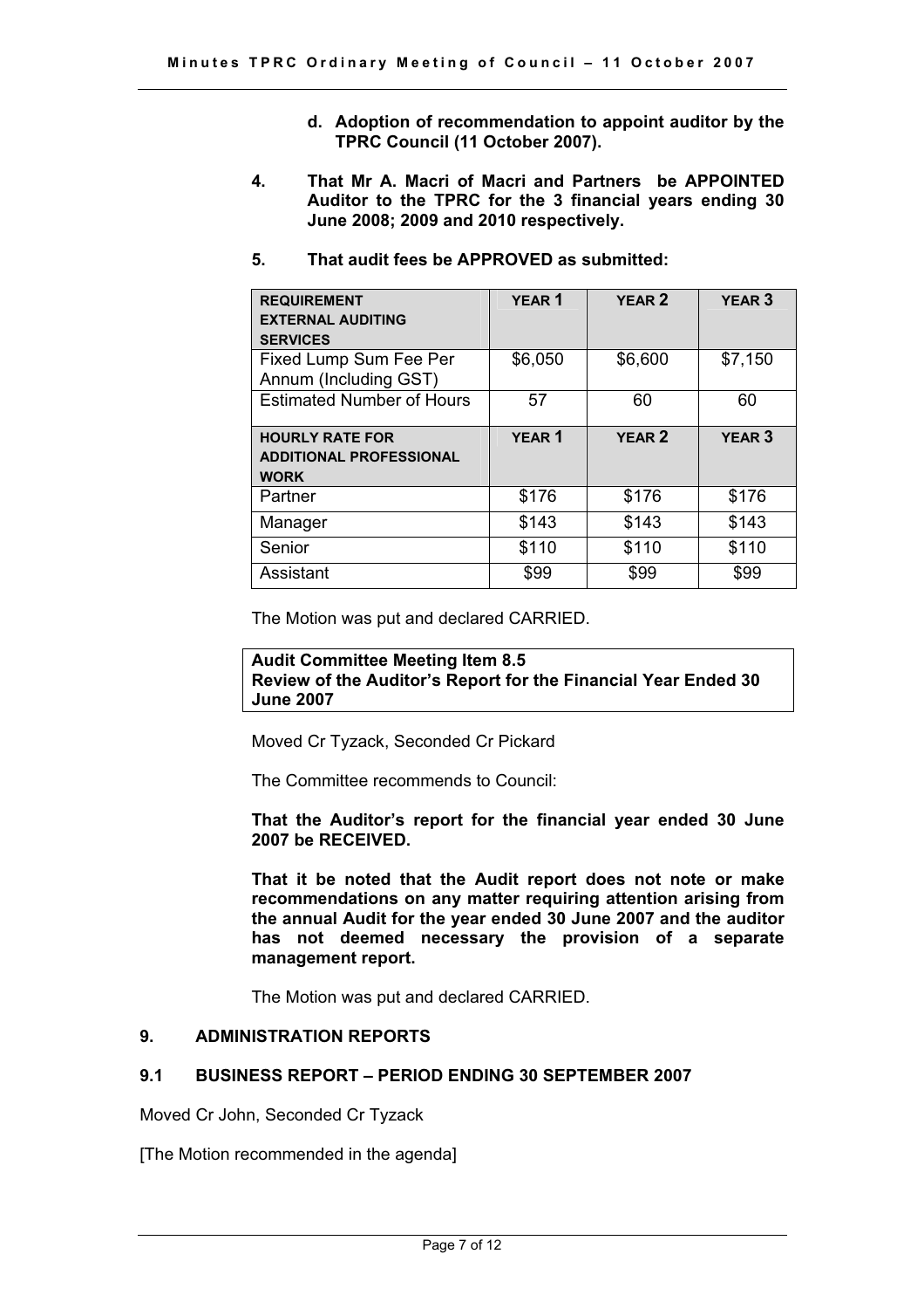**d. Adoption of recommendation to appoint auditor by the TPRC Council (11 October 2007).**

**4. That Mr A. Macri of Macri and Partners be APPOINTED Auditor to the TPRC for the 3 financial years ending 30 June 2008; 2009 and 2010 respectively.**

**5. That audit fees be APPROVED as submitted:**

| REQUIREMENT EXTERNAL AUDITING SERVICES | YEAR 1 | YEAR 2 | YEAR 3 |
|---|---|---|---|
| Fixed Lump Sum Fee Per Annum (Including GST) | $6,050 | $6,600 | $7,150 |
| Estimated Number of Hours | 57 | 60 | 60 |
| **HOURLY RATE FOR ADDITIONAL PROFESSIONAL WORK** | **YEAR 1** | **YEAR 2** | **YEAR 3** |
| Partner | $176 | $176 | $176 |
| Manager | $143 | $143 | $143 |
| Senior | $110 | $110 | $110 |
| Assistant | $99 | $99 | $99 |

The Motion was put and declared CARRIED.

**Audit Committee Meeting Item 8.5**
**Review of the Auditor's Report for the Financial Year Ended 30 June 2007**

Moved Cr Tyzack, Seconded Cr Pickard

The Committee recommends to Council:

**That the Auditor's report for the financial year ended 30 June 2007 be RECEIVED.**

**That it be noted that the Audit report does not note or make recommendations on any matter requiring attention arising from the annual Audit for the year ended 30 June 2007 and the auditor has not deemed necessary the provision of a separate management report.**

The Motion was put and declared CARRIED.

## 9. ADMINISTRATION REPORTS

### 9.1 BUSINESS REPORT – PERIOD ENDING 30 SEPTEMBER 2007

Moved Cr John, Seconded Cr Tyzack

[The Motion recommended in the agenda]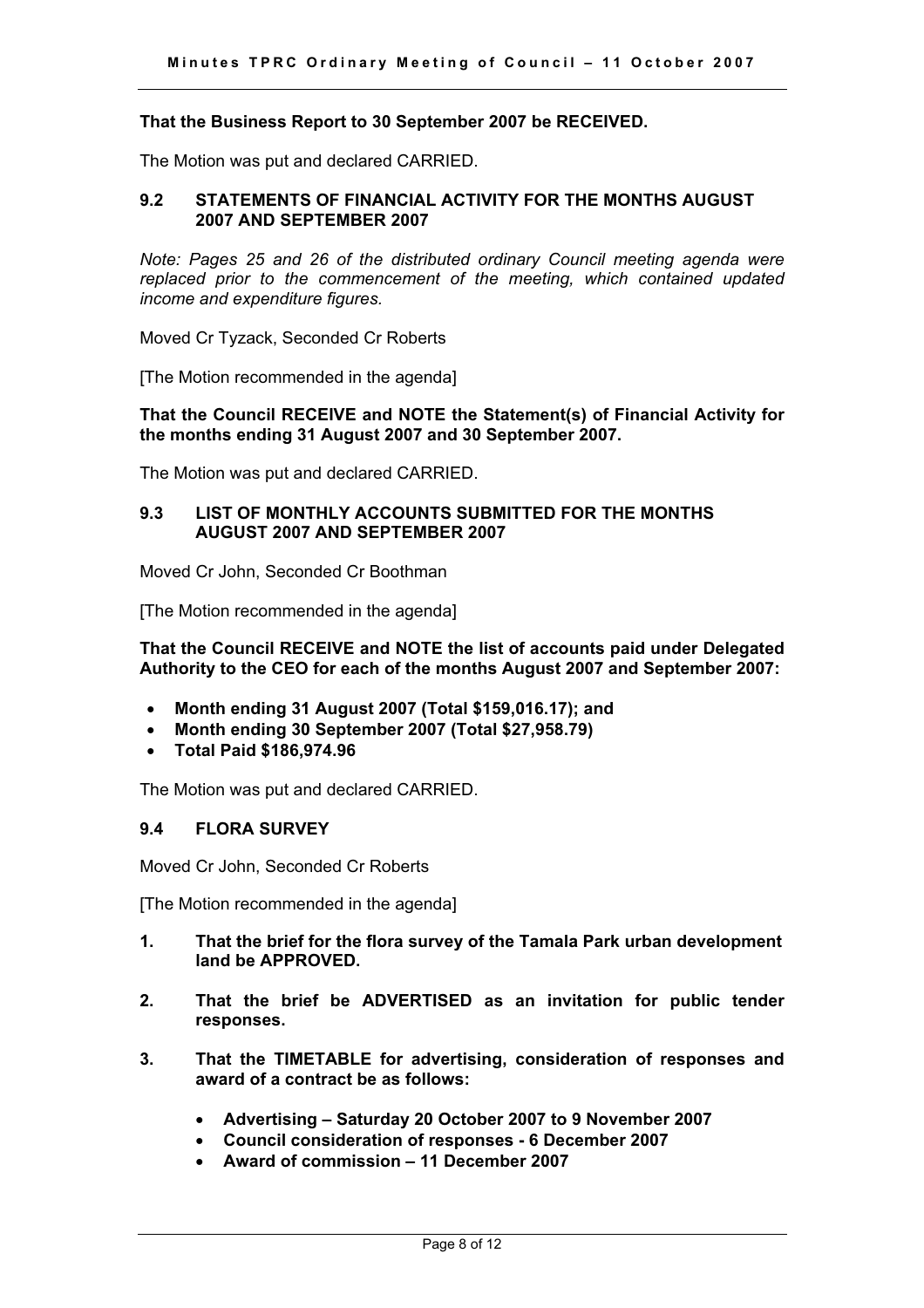**That the Business Report to 30 September 2007 be RECEIVED.**

The Motion was put and declared CARRIED.

### 9.2 STATEMENTS OF FINANCIAL ACTIVITY FOR THE MONTHS AUGUST 2007 AND SEPTEMBER 2007

*Note: Pages 25 and 26 of the distributed ordinary Council meeting agenda were replaced prior to the commencement of the meeting, which contained updated income and expenditure figures.*

Moved Cr Tyzack, Seconded Cr Roberts

[The Motion recommended in the agenda]

**That the Council RECEIVE and NOTE the Statement(s) of Financial Activity for the months ending 31 August 2007 and 30 September 2007.**

The Motion was put and declared CARRIED.

### 9.3 LIST OF MONTHLY ACCOUNTS SUBMITTED FOR THE MONTHS AUGUST 2007 AND SEPTEMBER 2007

Moved Cr John, Seconded Cr Boothman

[The Motion recommended in the agenda]

**That the Council RECEIVE and NOTE the list of accounts paid under Delegated Authority to the CEO for each of the months August 2007 and September 2007:**

- **Month ending 31 August 2007 (Total $159,016.17); and**
- **Month ending 30 September 2007 (Total $27,958.79)**
- **Total Paid $186,974.96**

The Motion was put and declared CARRIED.

### 9.4 FLORA SURVEY

Moved Cr John, Seconded Cr Roberts

[The Motion recommended in the agenda]

1. **That the brief for the flora survey of the Tamala Park urban development land be APPROVED.**
2. **That the brief be ADVERTISED as an invitation for public tender responses.**
3. **That the TIMETABLE for advertising, consideration of responses and award of a contract be as follows:**
   - **Advertising – Saturday 20 October 2007 to 9 November 2007**
   - **Council consideration of responses - 6 December 2007**
   - **Award of commission – 11 December 2007**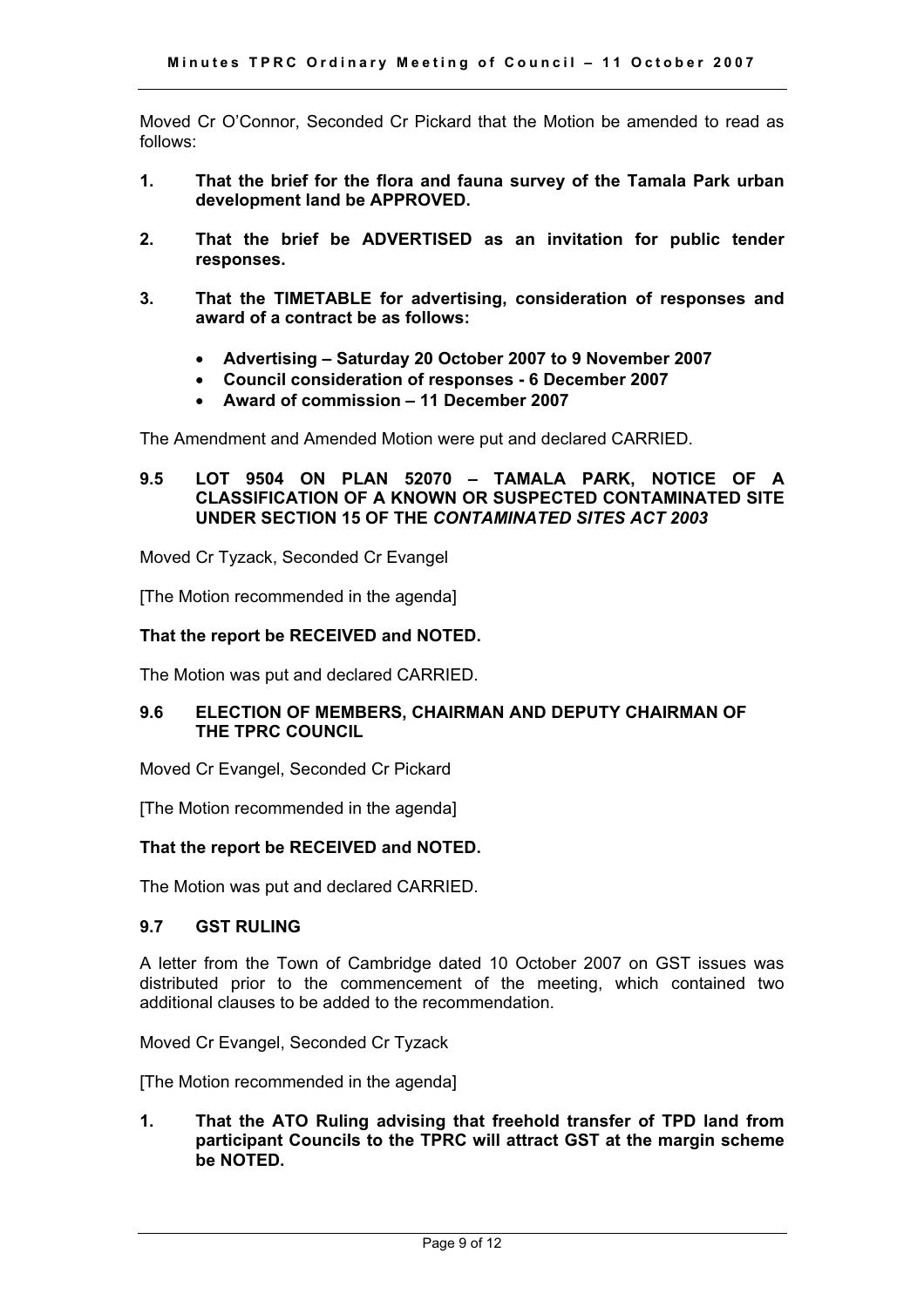Moved Cr O'Connor, Seconded Cr Pickard that the Motion be amended to read as follows:

**1. That the brief for the flora and fauna survey of the Tamala Park urban development land be APPROVED.**

**2. That the brief be ADVERTISED as an invitation for public tender responses.**

**3. That the TIMETABLE for advertising, consideration of responses and award of a contract be as follows:**

- **Advertising – Saturday 20 October 2007 to 9 November 2007**
- **Council consideration of responses - 6 December 2007**
- **Award of commission – 11 December 2007**

The Amendment and Amended Motion were put and declared CARRIED.

### 9.5 LOT 9504 ON PLAN 52070 – TAMALA PARK, NOTICE OF A CLASSIFICATION OF A KNOWN OR SUSPECTED CONTAMINATED SITE UNDER SECTION 15 OF THE *CONTAMINATED SITES ACT 2003*

Moved Cr Tyzack, Seconded Cr Evangel

[The Motion recommended in the agenda]

**That the report be RECEIVED and NOTED.**

The Motion was put and declared CARRIED.

### 9.6 ELECTION OF MEMBERS, CHAIRMAN AND DEPUTY CHAIRMAN OF THE TPRC COUNCIL

Moved Cr Evangel, Seconded Cr Pickard

[The Motion recommended in the agenda]

**That the report be RECEIVED and NOTED.**

The Motion was put and declared CARRIED.

### 9.7 GST RULING

A letter from the Town of Cambridge dated 10 October 2007 on GST issues was distributed prior to the commencement of the meeting, which contained two additional clauses to be added to the recommendation.

Moved Cr Evangel, Seconded Cr Tyzack

[The Motion recommended in the agenda]

**1. That the ATO Ruling advising that freehold transfer of TPD land from participant Councils to the TPRC will attract GST at the margin scheme be NOTED.**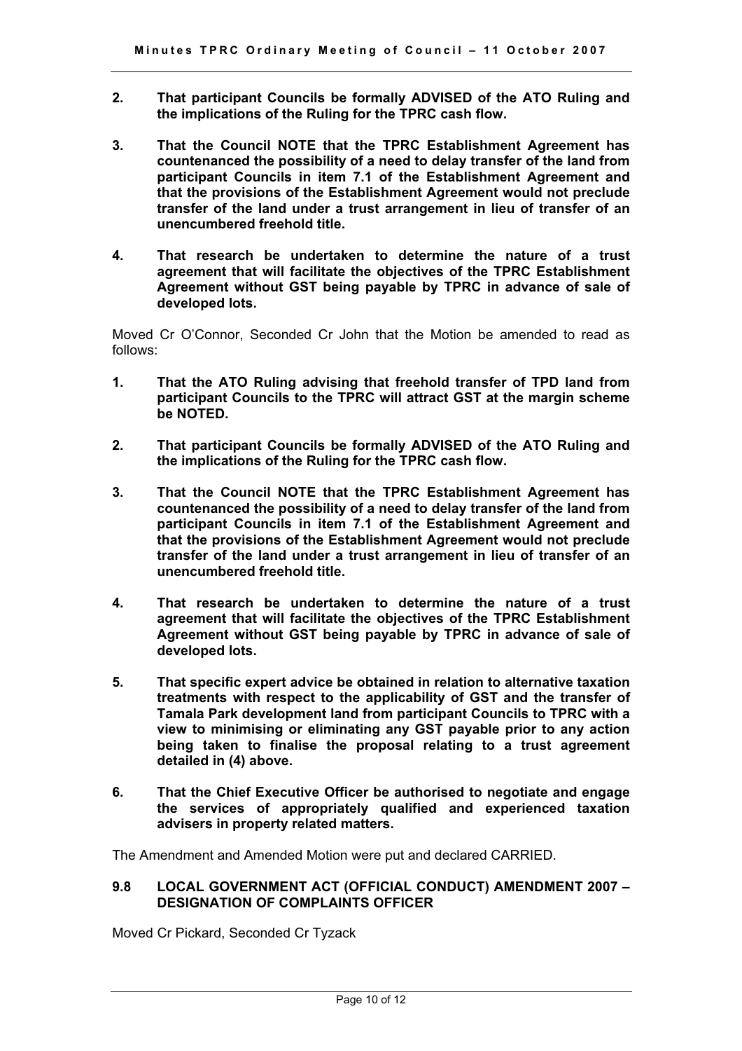**2. That participant Councils be formally ADVISED of the ATO Ruling and the implications of the Ruling for the TPRC cash flow.**

**3. That the Council NOTE that the TPRC Establishment Agreement has countenanced the possibility of a need to delay transfer of the land from participant Councils in item 7.1 of the Establishment Agreement and that the provisions of the Establishment Agreement would not preclude transfer of the land under a trust arrangement in lieu of transfer of an unencumbered freehold title.**

**4. That research be undertaken to determine the nature of a trust agreement that will facilitate the objectives of the TPRC Establishment Agreement without GST being payable by TPRC in advance of sale of developed lots.**

Moved Cr O'Connor, Seconded Cr John that the Motion be amended to read as follows:

**1. That the ATO Ruling advising that freehold transfer of TPD land from participant Councils to the TPRC will attract GST at the margin scheme be NOTED.**

**2. That participant Councils be formally ADVISED of the ATO Ruling and the implications of the Ruling for the TPRC cash flow.**

**3. That the Council NOTE that the TPRC Establishment Agreement has countenanced the possibility of a need to delay transfer of the land from participant Councils in item 7.1 of the Establishment Agreement and that the provisions of the Establishment Agreement would not preclude transfer of the land under a trust arrangement in lieu of transfer of an unencumbered freehold title.**

**4. That research be undertaken to determine the nature of a trust agreement that will facilitate the objectives of the TPRC Establishment Agreement without GST being payable by TPRC in advance of sale of developed lots.**

**5. That specific expert advice be obtained in relation to alternative taxation treatments with respect to the applicability of GST and the transfer of Tamala Park development land from participant Councils to TPRC with a view to minimising or eliminating any GST payable prior to any action being taken to finalise the proposal relating to a trust agreement detailed in (4) above.**

**6. That the Chief Executive Officer be authorised to negotiate and engage the services of appropriately qualified and experienced taxation advisers in property related matters.**

The Amendment and Amended Motion were put and declared CARRIED.

### 9.8 LOCAL GOVERNMENT ACT (OFFICIAL CONDUCT) AMENDMENT 2007 – DESIGNATION OF COMPLAINTS OFFICER

Moved Cr Pickard, Seconded Cr Tyzack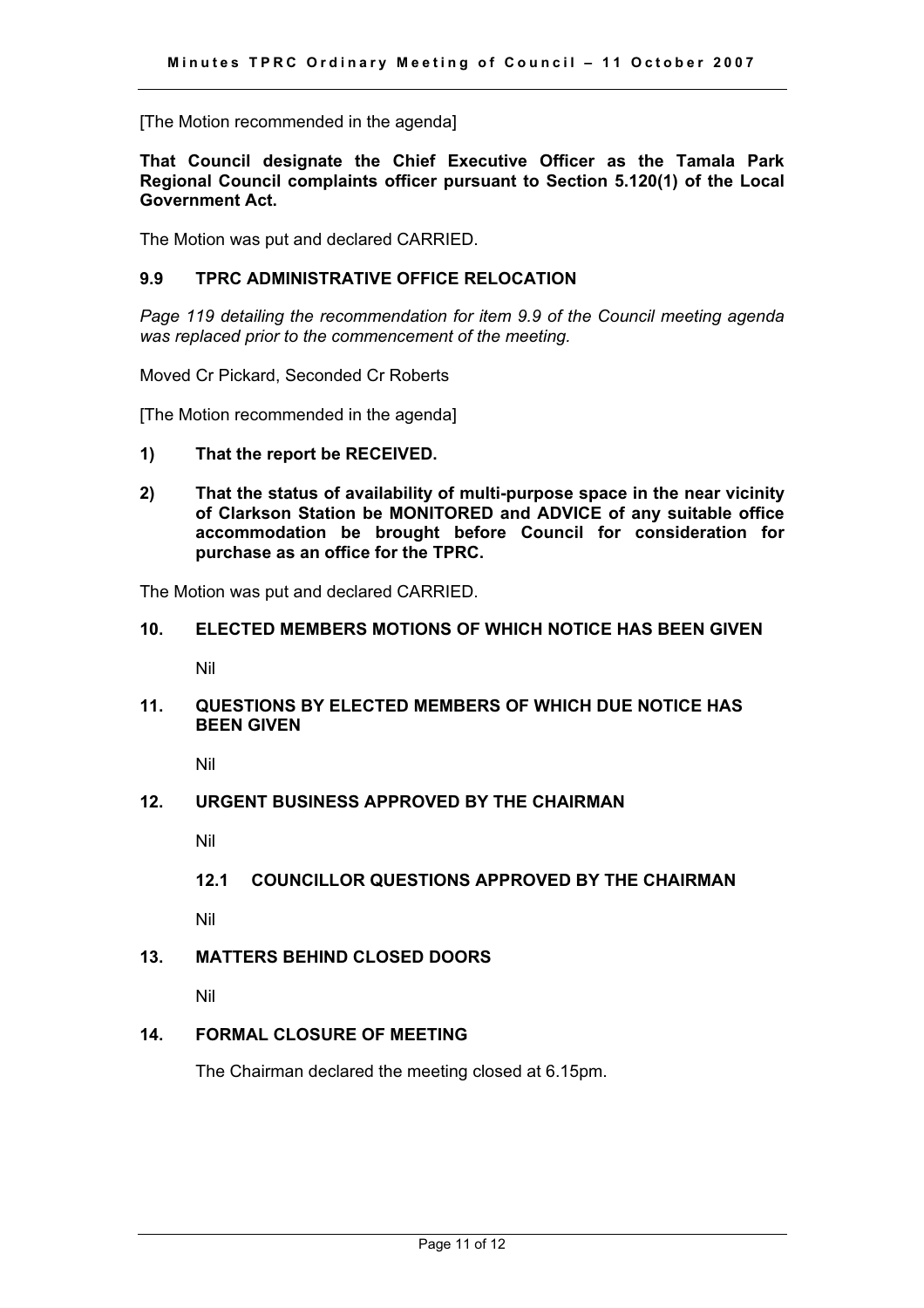[The Motion recommended in the agenda]

**That Council designate the Chief Executive Officer as the Tamala Park Regional Council complaints officer pursuant to Section 5.120(1) of the Local Government Act.**

The Motion was put and declared CARRIED.

### 9.9 TPRC ADMINISTRATIVE OFFICE RELOCATION

*Page 119 detailing the recommendation for item 9.9 of the Council meeting agenda was replaced prior to the commencement of the meeting.*

Moved Cr Pickard, Seconded Cr Roberts

[The Motion recommended in the agenda]

**1) That the report be RECEIVED.**

**2) That the status of availability of multi-purpose space in the near vicinity of Clarkson Station be MONITORED and ADVICE of any suitable office accommodation be brought before Council for consideration for purchase as an office for the TPRC.**

The Motion was put and declared CARRIED.

## 10. ELECTED MEMBERS MOTIONS OF WHICH NOTICE HAS BEEN GIVEN

Nil

## 11. QUESTIONS BY ELECTED MEMBERS OF WHICH DUE NOTICE HAS BEEN GIVEN

Nil

## 12. URGENT BUSINESS APPROVED BY THE CHAIRMAN

Nil

### 12.1 COUNCILLOR QUESTIONS APPROVED BY THE CHAIRMAN

Nil

## 13. MATTERS BEHIND CLOSED DOORS

Nil

## 14. FORMAL CLOSURE OF MEETING

The Chairman declared the meeting closed at 6.15pm.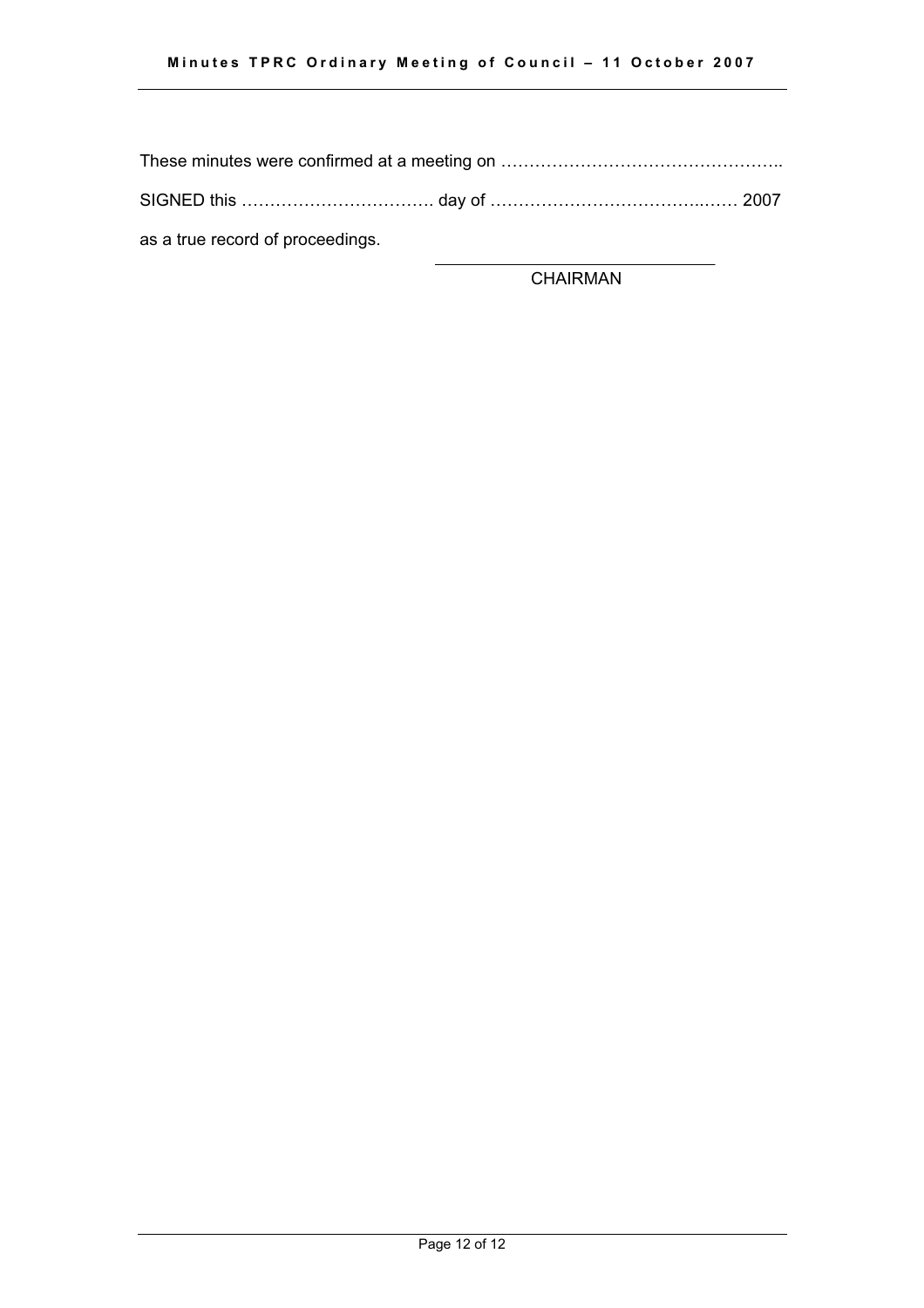These minutes were confirmed at a meeting on …………………………………………..

SIGNED this ……………………………. day of ……………………………..…… 2007

as a true record of proceedings.

\_\_\_\_\_\_\_\_\_\_\_\_\_\_\_\_\_\_\_\_\_\_\_\_\_\_\_\_\_\_

CHAIRMAN